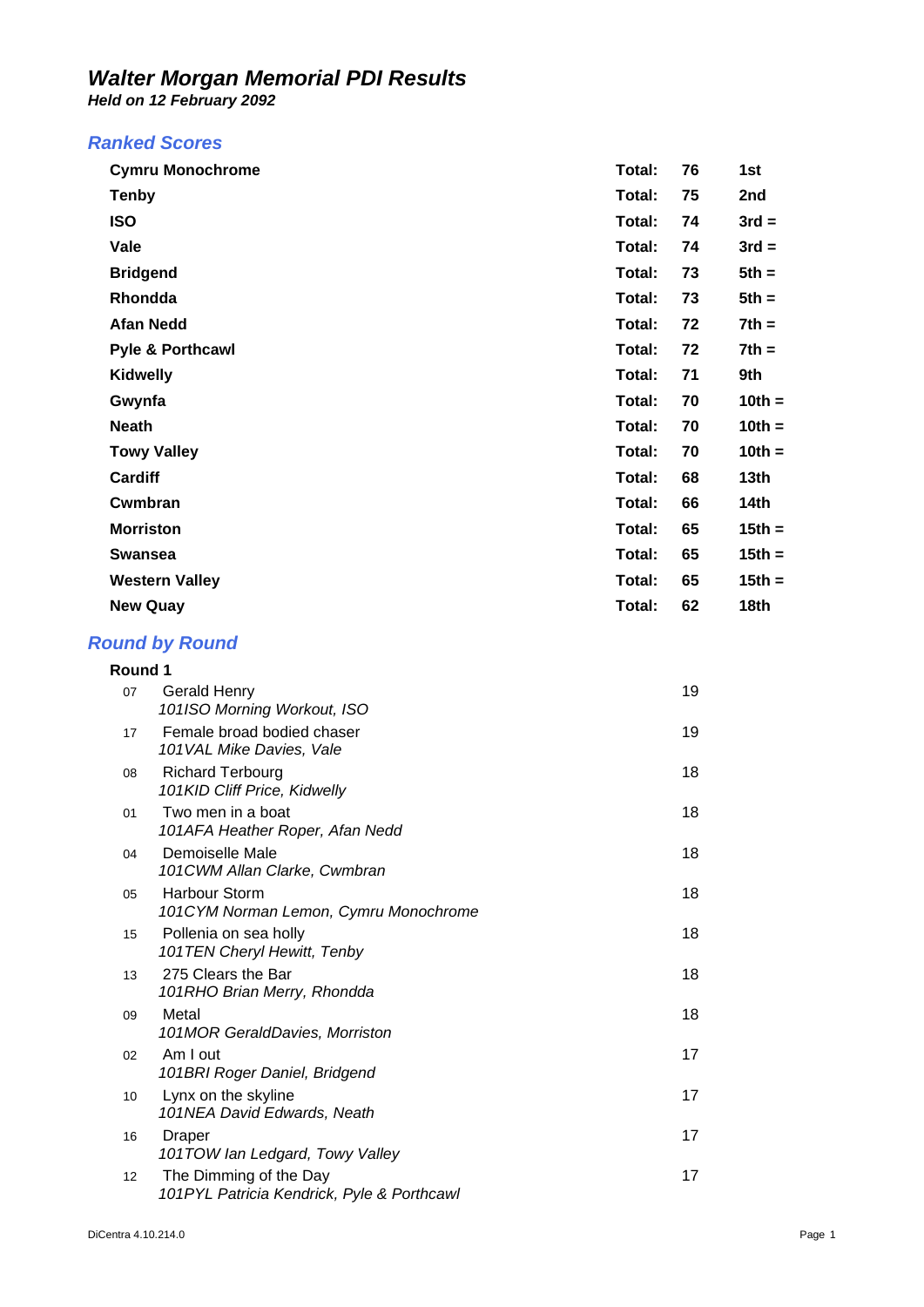# *Walter Morgan Memorial PDI Results*

***Held on 12 February 2092***

## *Ranked Scores*

| | | | |
|---|---|---|---|
| **Cymru Monochrome** | **Total:** | **76** | **1st** |
| **Tenby** | **Total:** | **75** | **2nd** |
| **ISO** | **Total:** | **74** | **3rd =** |
| **Vale** | **Total:** | **74** | **3rd =** |
| **Bridgend** | **Total:** | **73** | **5th =** |
| **Rhondda** | **Total:** | **73** | **5th =** |
| **Afan Nedd** | **Total:** | **72** | **7th =** |
| **Pyle & Porthcawl** | **Total:** | **72** | **7th =** |
| **Kidwelly** | **Total:** | **71** | **9th** |
| **Gwynfa** | **Total:** | **70** | **10th =** |
| **Neath** | **Total:** | **70** | **10th =** |
| **Towy Valley** | **Total:** | **70** | **10th =** |
| **Cardiff** | **Total:** | **68** | **13th** |
| **Cwmbran** | **Total:** | **66** | **14th** |
| **Morriston** | **Total:** | **65** | **15th =** |
| **Swansea** | **Total:** | **65** | **15th =** |
| **Western Valley** | **Total:** | **65** | **15th =** |
| **New Quay** | **Total:** | **62** | **18th** |

## *Round by Round*

**Round 1**

| | | |
|---|---|---|
| 07 | Gerald Henry<br>*101ISO Morning Workout, ISO* | 19 |
| 17 | Female broad bodied chaser<br>*101VAL Mike Davies, Vale* | 19 |
| 08 | Richard Terbourg<br>*101KID Cliff Price, Kidwelly* | 18 |
| 01 | Two men in a boat<br>*101AFA Heather Roper, Afan Nedd* | 18 |
| 04 | Demoiselle Male<br>*101CWM Allan Clarke, Cwmbran* | 18 |
| 05 | Harbour Storm<br>*101CYM Norman Lemon, Cymru Monochrome* | 18 |
| 15 | Pollenia on sea holly<br>*101TEN Cheryl Hewitt, Tenby* | 18 |
| 13 | 275 Clears the Bar<br>*101RHO Brian Merry, Rhondda* | 18 |
| 09 | Metal<br>*101MOR GeraldDavies, Morriston* | 18 |
| 02 | Am I out<br>*101BRI Roger Daniel, Bridgend* | 17 |
| 10 | Lynx on the skyline<br>*101NEA David Edwards, Neath* | 17 |
| 16 | Draper<br>*101TOW Ian Ledgard, Towy Valley* | 17 |
| 12 | The Dimming of the Day<br>*101PYL Patricia Kendrick, Pyle & Porthcawl* | 17 |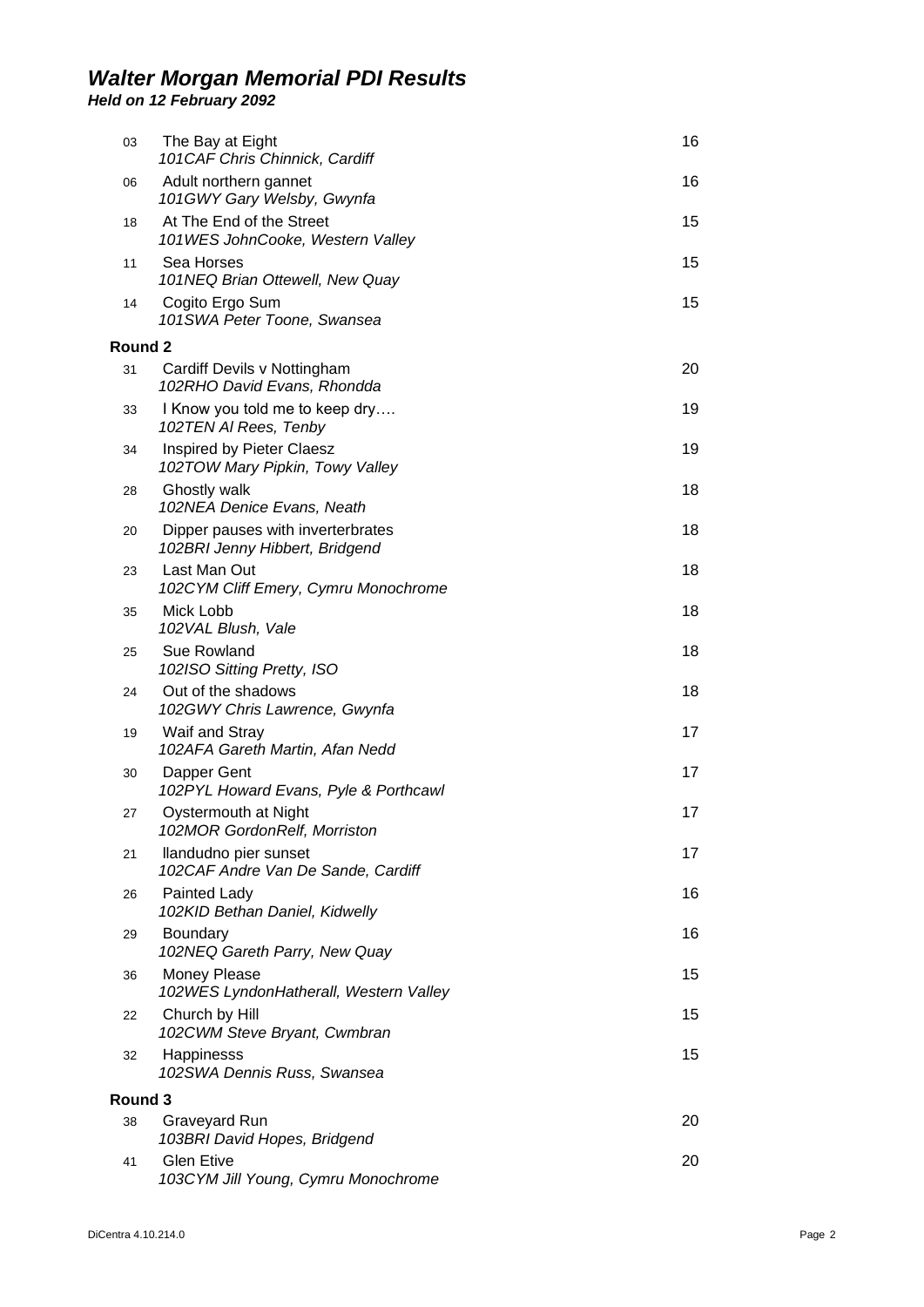# *Walter Morgan Memorial PDI Results*

***Held on 12 February 2092***

| No. | Title / Entrant | Score |
|---|---|---|
| 03 | The Bay at Eight<br>*101CAF Chris Chinnick, Cardiff* | 16 |
| 06 | Adult northern gannet<br>*101GWY Gary Welsby, Gwynfa* | 16 |
| 18 | At The End of the Street<br>*101WES JohnCooke, Western Valley* | 15 |
| 11 | Sea Horses<br>*101NEQ Brian Ottewell, New Quay* | 15 |
| 14 | Cogito Ergo Sum<br>*101SWA Peter Toone, Swansea* | 15 |
| **Round 2** | | |
| 31 | Cardiff Devils v Nottingham<br>*102RHO David Evans, Rhondda* | 20 |
| 33 | I Know you told me to keep dry….<br>*102TEN Al Rees, Tenby* | 19 |
| 34 | Inspired by Pieter Claesz<br>*102TOW Mary Pipkin, Towy Valley* | 19 |
| 28 | Ghostly walk<br>*102NEA Denice Evans, Neath* | 18 |
| 20 | Dipper pauses with inverterbrates<br>*102BRI Jenny Hibbert, Bridgend* | 18 |
| 23 | Last Man Out<br>*102CYM Cliff Emery, Cymru Monochrome* | 18 |
| 35 | Mick Lobb<br>*102VAL Blush, Vale* | 18 |
| 25 | Sue Rowland<br>*102ISO Sitting Pretty, ISO* | 18 |
| 24 | Out of the shadows<br>*102GWY Chris Lawrence, Gwynfa* | 18 |
| 19 | Waif and Stray<br>*102AFA Gareth Martin, Afan Nedd* | 17 |
| 30 | Dapper Gent<br>*102PYL Howard Evans, Pyle & Porthcawl* | 17 |
| 27 | Oystermouth at Night<br>*102MOR GordonRelf, Morriston* | 17 |
| 21 | llandudno pier sunset<br>*102CAF Andre Van De Sande, Cardiff* | 17 |
| 26 | Painted Lady<br>*102KID Bethan Daniel, Kidwelly* | 16 |
| 29 | Boundary<br>*102NEQ Gareth Parry, New Quay* | 16 |
| 36 | Money Please<br>*102WES LyndonHatherall, Western Valley* | 15 |
| 22 | Church by Hill<br>*102CWM Steve Bryant, Cwmbran* | 15 |
| 32 | Happinesss<br>*102SWA Dennis Russ, Swansea* | 15 |
| **Round 3** | | |
| 38 | Graveyard Run<br>*103BRI David Hopes, Bridgend* | 20 |
| 41 | Glen Etive<br>*103CYM Jill Young, Cymru Monochrome* | 20 |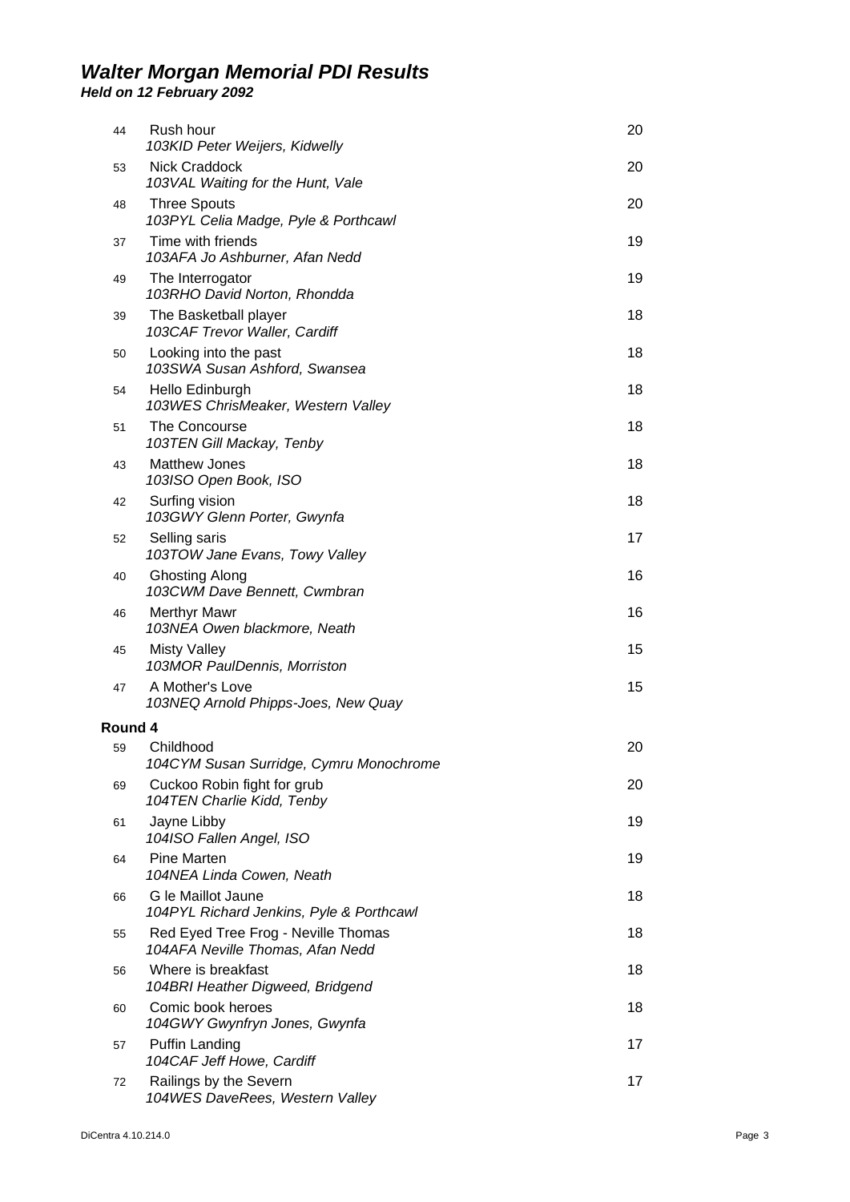# *Walter Morgan Memorial PDI Results*

***Held on 12 February 2092***

| | | |
|---|---|---|
| 44 | Rush hour<br>*103KID Peter Weijers, Kidwelly* | 20 |
| 53 | Nick Craddock<br>*103VAL Waiting for the Hunt, Vale* | 20 |
| 48 | Three Spouts<br>*103PYL Celia Madge, Pyle & Porthcawl* | 20 |
| 37 | Time with friends<br>*103AFA Jo Ashburner, Afan Nedd* | 19 |
| 49 | The Interrogator<br>*103RHO David Norton, Rhondda* | 19 |
| 39 | The Basketball player<br>*103CAF Trevor Waller, Cardiff* | 18 |
| 50 | Looking into the past<br>*103SWA Susan Ashford, Swansea* | 18 |
| 54 | Hello Edinburgh<br>*103WES ChrisMeaker, Western Valley* | 18 |
| 51 | The Concourse<br>*103TEN Gill Mackay, Tenby* | 18 |
| 43 | Matthew Jones<br>*103ISO Open Book, ISO* | 18 |
| 42 | Surfing vision<br>*103GWY Glenn Porter, Gwynfa* | 18 |
| 52 | Selling saris<br>*103TOW Jane Evans, Towy Valley* | 17 |
| 40 | Ghosting Along<br>*103CWM Dave Bennett, Cwmbran* | 16 |
| 46 | Merthyr Mawr<br>*103NEA Owen blackmore, Neath* | 16 |
| 45 | Misty Valley<br>*103MOR PaulDennis, Morriston* | 15 |
| 47 | A Mother's Love<br>*103NEQ Arnold Phipps-Joes, New Quay* | 15 |
| **Round 4** | | |
| 59 | Childhood<br>*104CYM Susan Surridge, Cymru Monochrome* | 20 |
| 69 | Cuckoo Robin fight for grub<br>*104TEN Charlie Kidd, Tenby* | 20 |
| 61 | Jayne Libby<br>*104ISO Fallen Angel, ISO* | 19 |
| 64 | Pine Marten<br>*104NEA Linda Cowen, Neath* | 19 |
| 66 | G le Maillot Jaune<br>*104PYL Richard Jenkins, Pyle & Porthcawl* | 18 |
| 55 | Red Eyed Tree Frog - Neville Thomas<br>*104AFA Neville Thomas, Afan Nedd* | 18 |
| 56 | Where is breakfast<br>*104BRI Heather Digweed, Bridgend* | 18 |
| 60 | Comic book heroes<br>*104GWY Gwynfryn Jones, Gwynfa* | 18 |
| 57 | Puffin Landing<br>*104CAF Jeff Howe, Cardiff* | 17 |
| 72 | Railings by the Severn<br>*104WES DaveRees, Western Valley* | 17 |

DiCentra 4.10.214.0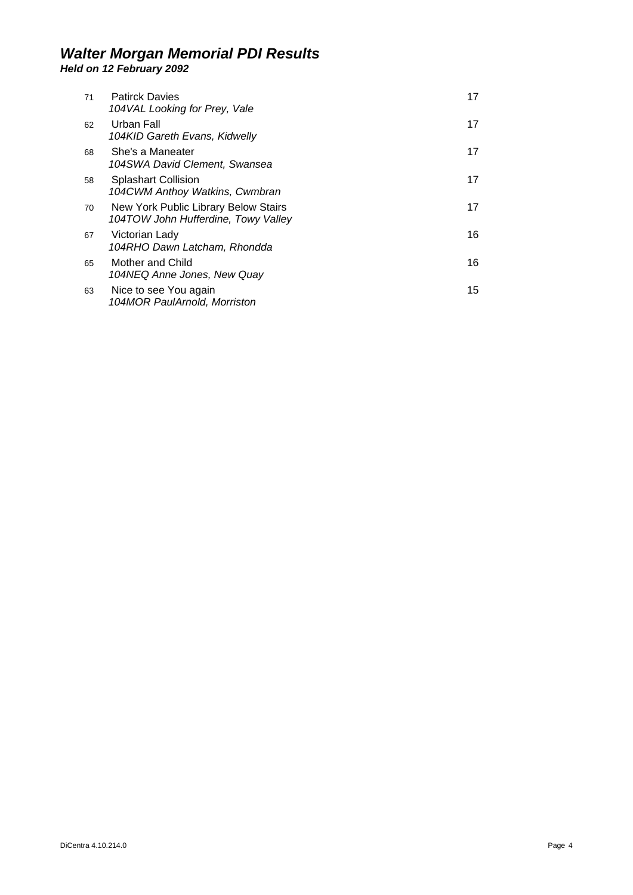# *Walter Morgan Memorial PDI Results*

***Held on 12 February 2092***

| | | |
|---|---|---|
| 71 | Patirck Davies<br>*104VAL Looking for Prey, Vale* | 17 |
| 62 | Urban Fall<br>*104KID Gareth Evans, Kidwelly* | 17 |
| 68 | She's a Maneater<br>*104SWA David Clement, Swansea* | 17 |
| 58 | Splashart Collision<br>*104CWM Anthoy Watkins, Cwmbran* | 17 |
| 70 | New York Public Library Below Stairs<br>*104TOW John Hufferdine, Towy Valley* | 17 |
| 67 | Victorian Lady<br>*104RHO Dawn Latcham, Rhondda* | 16 |
| 65 | Mother and Child<br>*104NEQ Anne Jones, New Quay* | 16 |
| 63 | Nice to see You again<br>*104MOR PaulArnold, Morriston* | 15 |

DiCentra 4.10.214.0